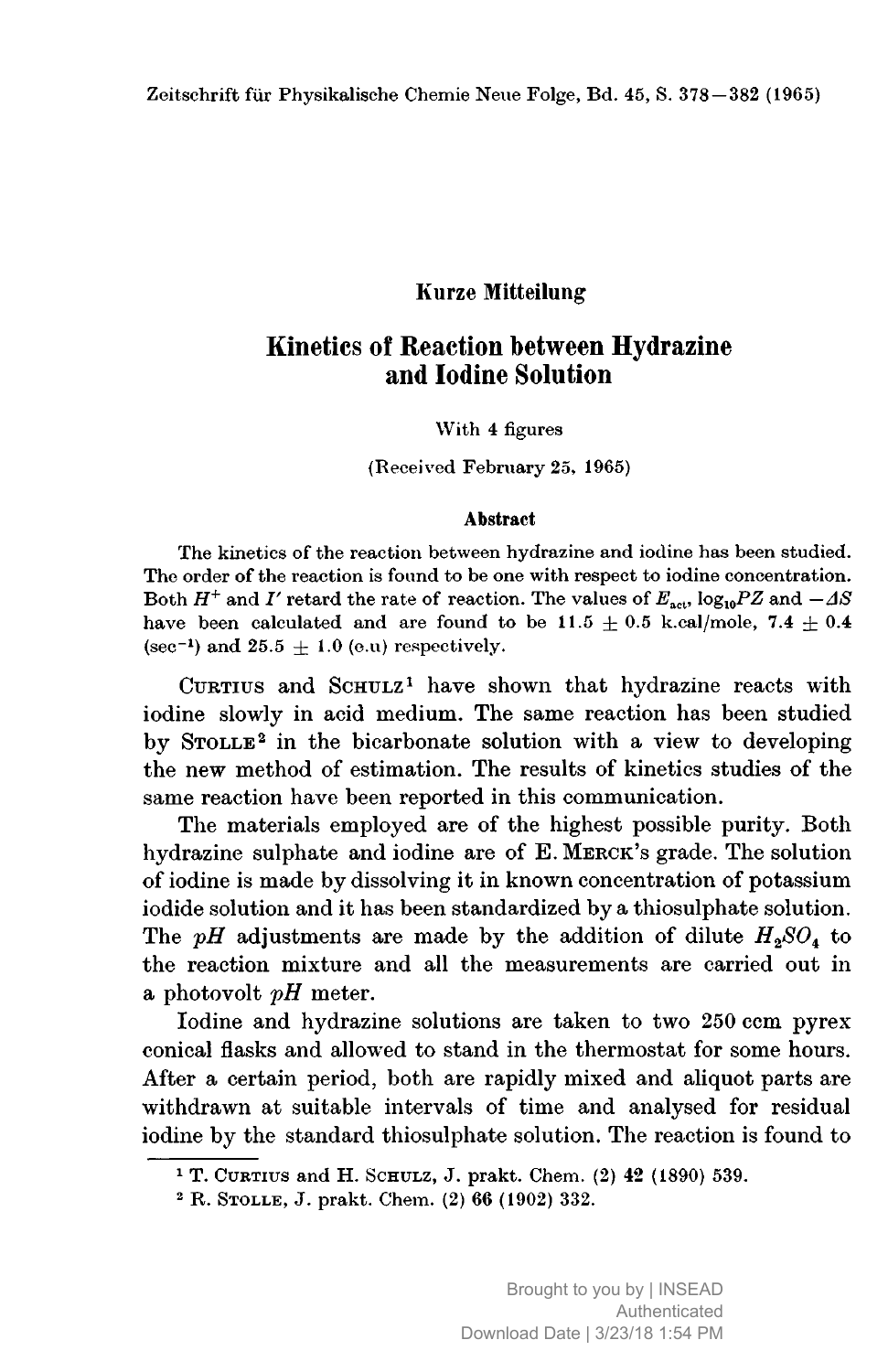## Kurze Mitteilung

# Kinetics of Reaction between Hydrazine and Iodine Solution

With 4 figures

(Received February 25, 1965)

### Abstract

The kinetics of the reaction between hydrazine and iodine has been studied. The order of the reaction is found to be one with respect to iodine concentration. Both $H^+$ and $I'$ retard the rate of reaction. The values of $E_{act}$, $\log_{10}PZ$ and $-\Delta S$ have been calculated and are found to be $11.5 \pm 0.5$ k.cal/mole, $7.4 \pm 0.4$ (sec$^{-1}$) and $25.5 \pm 1.0$ (e.u) respectively.

Curtius and Schulz[1] have shown that hydrazine reacts with iodine slowly in acid medium. The same reaction has been studied by Stolle[2] in the bicarbonate solution with a view to developing the new method of estimation. The results of kinetics studies of the same reaction have been reported in this communication.

The materials employed are of the highest possible purity. Both hydrazine sulphate and iodine are of E. Merck's grade. The solution of iodine is made by dissolving it in known concentration of potassium iodide solution and it has been standardized by a thiosulphate solution. The *pH* adjustments are made by the addition of dilute $H_2SO_4$ to the reaction mixture and all the measurements are carried out in a photovolt *pH* meter.

Iodine and hydrazine solutions are taken to two 250 ccm pyrex conical flasks and allowed to stand in the thermostat for some hours. After a certain period, both are rapidly mixed and aliquot parts are withdrawn at suitable intervals of time and analysed for residual iodine by the standard thiosulphate solution. The reaction is found to

---

[1] T. Curtius and H. Schulz, J. prakt. Chem. (2) **42** (1890) 539.

[2] R. Stolle, J. prakt. Chem. (2) **66** (1902) 332.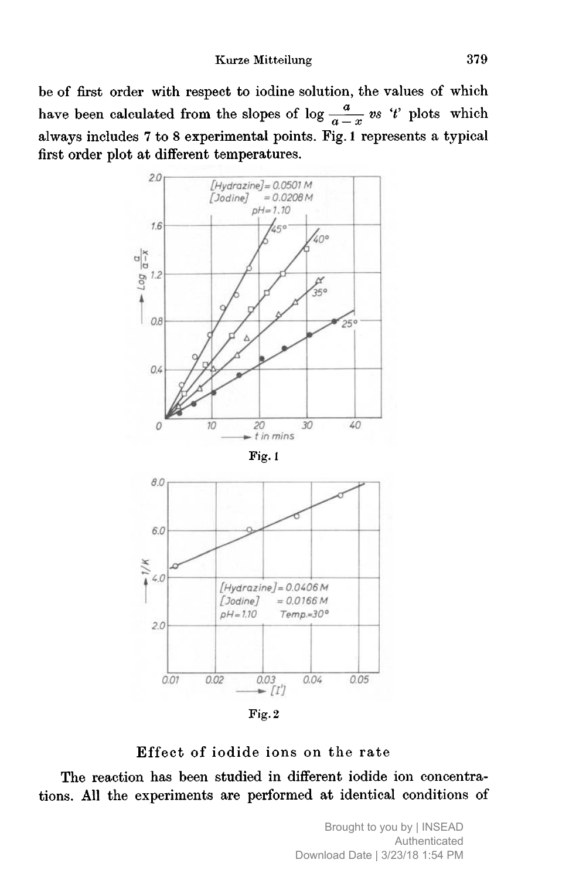be of first order with respect to iodine solution, the values of which have been calculated from the slopes of $\log \frac{a}{a-x}$ *vs* '*t*' plots which always includes 7 to 8 experimental points. Fig. 1 represents a typical first order plot at different temperatures.

Fig. 1

Fig. 2

### Effect of iodide ions on the rate

The reaction has been studied in different iodide ion concentrations. All the experiments are performed at identical conditions of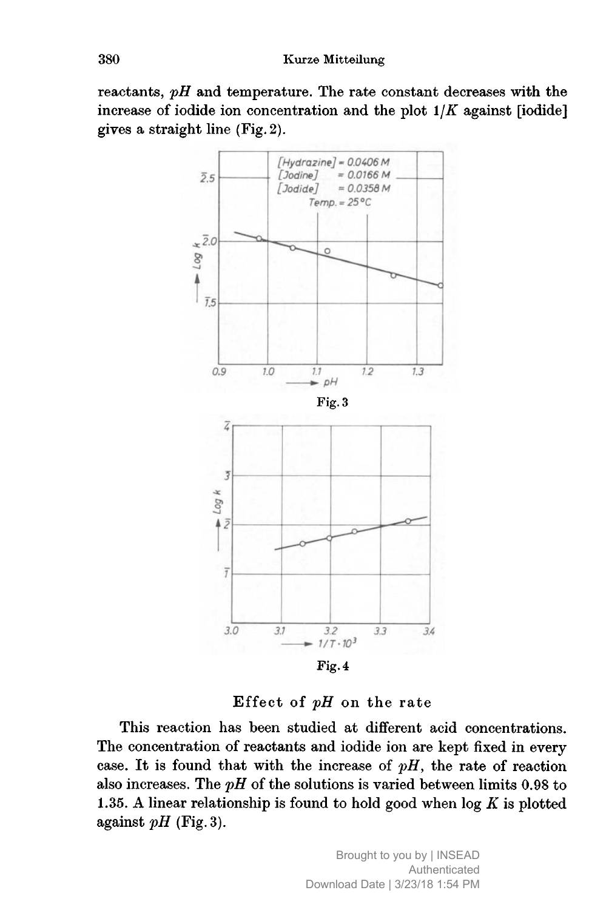reactants, *pH* and temperature. The rate constant decreases with the increase of iodide ion concentration and the plot $1/K$ against [iodide] gives a straight line (Fig. 2).

Fig. 3

Fig. 4

## Effect of *pH* on the rate

This reaction has been studied at different acid concentrations. The concentration of reactants and iodide ion are kept fixed in every case. It is found that with the increase of *pH*, the rate of reaction also increases. The *pH* of the solutions is varied between limits 0.98 to 1.35. A linear relationship is found to hold good when $\log K$ is plotted against *pH* (Fig. 3).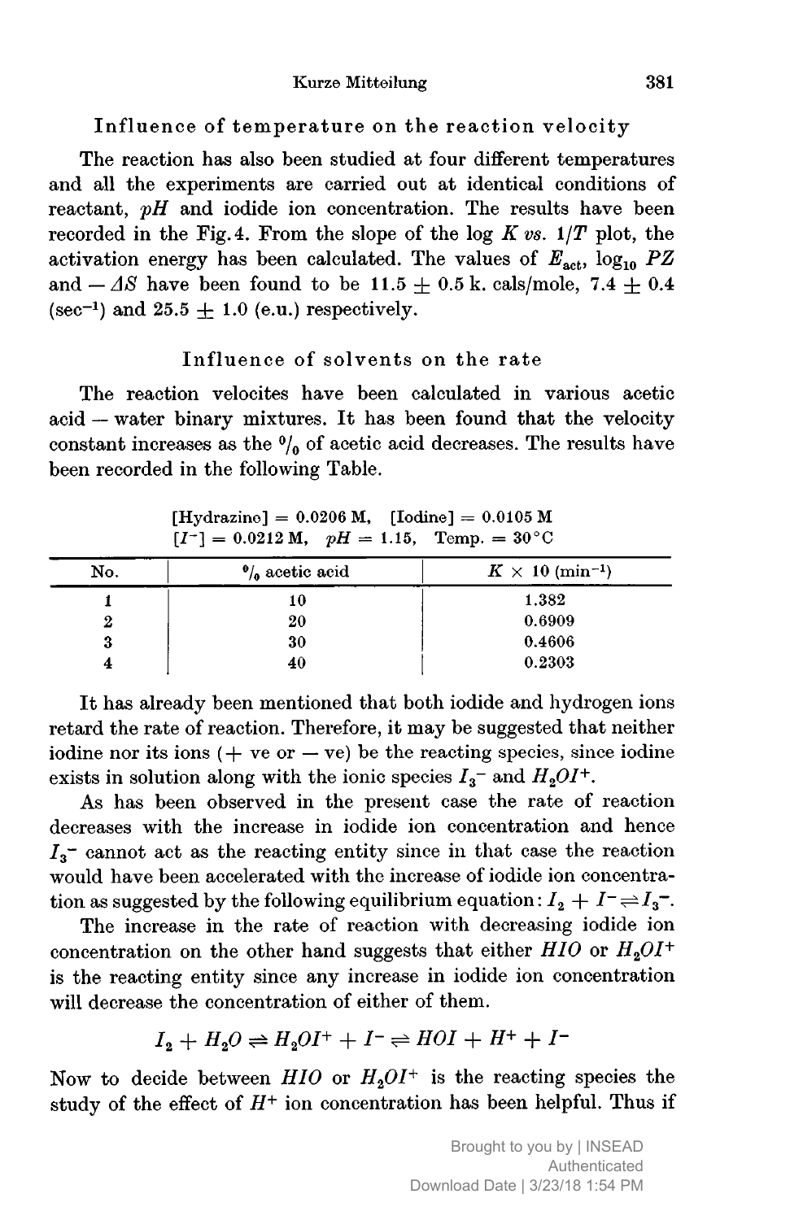### Influence of temperature on the reaction velocity

The reaction has also been studied at four different temperatures and all the experiments are carried out at identical conditions of reactant, *pH* and iodide ion concentration. The results have been recorded in the Fig. 4. From the slope of the log *K vs.* $1/T$ plot, the activation energy has been calculated. The values of $E_{act}$, $\log_{10} PZ$ and $-\Delta S$ have been found to be $11.5 \pm 0.5$ k. cals/mole, $7.4 \pm 0.4$ ($sec^{-1}$) and $25.5 \pm 1.0$ (e.u.) respectively.

### Influence of solvents on the rate

The reaction velocites have been calculated in various acetic acid — water binary mixtures. It has been found that the velocity constant increases as the % of acetic acid decreases. The results have been recorded in the following Table.

[Hydrazine] = 0.0206 M, [Iodine] = 0.0105 M
$[I^-]$ = 0.0212 M, *pH* = 1.15, Temp. = 30°C

| No. | % acetic acid | $K \times 10$ ($min^{-1}$) |
|---|---|---|
| 1 | 10 | 1.382 |
| 2 | 20 | 0.6909 |
| 3 | 30 | 0.4606 |
| 4 | 40 | 0.2303 |

It has already been mentioned that both iodide and hydrogen ions retard the rate of reaction. Therefore, it may be suggested that neither iodine nor its ions (+ ve or — ve) be the reacting species, since iodine exists in solution along with the ionic species $I_3^-$ and $H_2OI^+$.

As has been observed in the present case the rate of reaction decreases with the increase in iodide ion concentration and hence $I_3^-$ cannot act as the reacting entity since in that case the reaction would have been accelerated with the increase of iodide ion concentration as suggested by the following equilibrium equation: $I_2 + I^- \rightleftharpoons I_3^-$.

The increase in the rate of reaction with decreasing iodide ion concentration on the other hand suggests that either $HIO$ or $H_2OI^+$ is the reacting entity since any increase in iodide ion concentration will decrease the concentration of either of them.

$$I_2 + H_2O \rightleftharpoons H_2OI^+ + I^- \rightleftharpoons HOI + H^+ + I^-$$

Now to decide between $HIO$ or $H_2OI^+$ is the reacting species the study of the effect of $H^+$ ion concentration has been helpful. Thus if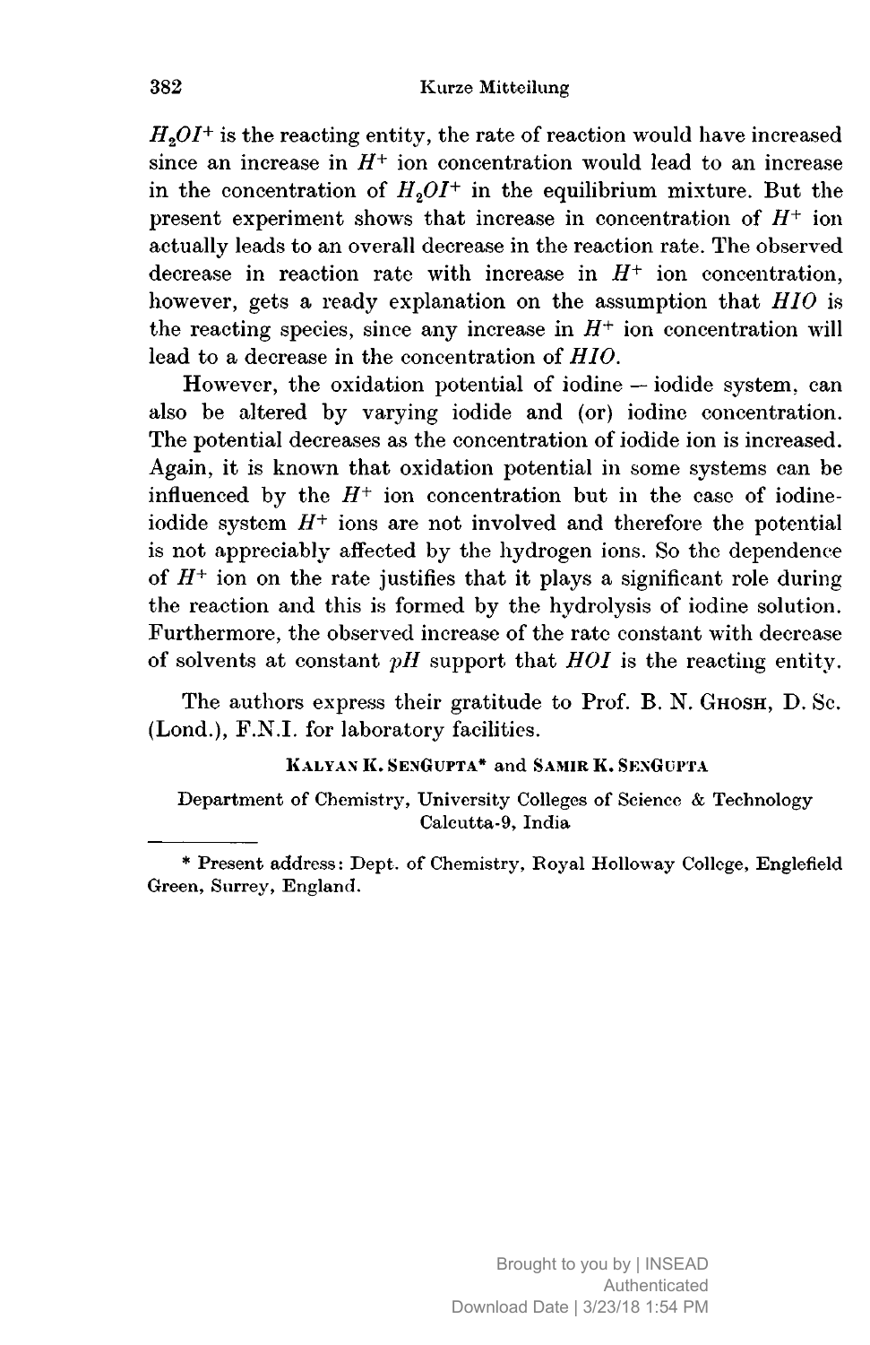$H_2OI^+$ is the reacting entity, the rate of reaction would have increased since an increase in $H^+$ ion concentration would lead to an increase in the concentration of $H_2OI^+$ in the equilibrium mixture. But the present experiment shows that increase in concentration of $H^+$ ion actually leads to an overall decrease in the reaction rate. The observed decrease in reaction rate with increase in $H^+$ ion concentration, however, gets a ready explanation on the assumption that $HIO$ is the reacting species, since any increase in $H^+$ ion concentration will lead to a decrease in the concentration of $HIO$.

However, the oxidation potential of iodine – iodide system, can also be altered by varying iodide and (or) iodine concentration. The potential decreases as the concentration of iodide ion is increased. Again, it is known that oxidation potential in some systems can be influenced by the $H^+$ ion concentration but in the case of iodine-iodide system $H^+$ ions are not involved and therefore the potential is not appreciably affected by the hydrogen ions. So the dependence of $H^+$ ion on the rate justifies that it plays a significant role during the reaction and this is formed by the hydrolysis of iodine solution. Furthermore, the observed increase of the rate constant with decrease of solvents at constant $pH$ support that $HOI$ is the reacting entity.

The authors express their gratitude to Prof. B. N. Ghosh, D. Sc. (Lond.), F.N.I. for laboratory facilities.

**Kalyan K. SenGupta*** and **Samir K. SenGupta**

Department of Chemistry, University Colleges of Science & Technology Calcutta-9, India

---

\* Present address: Dept. of Chemistry, Royal Holloway College, Englefield Green, Surrey, England.